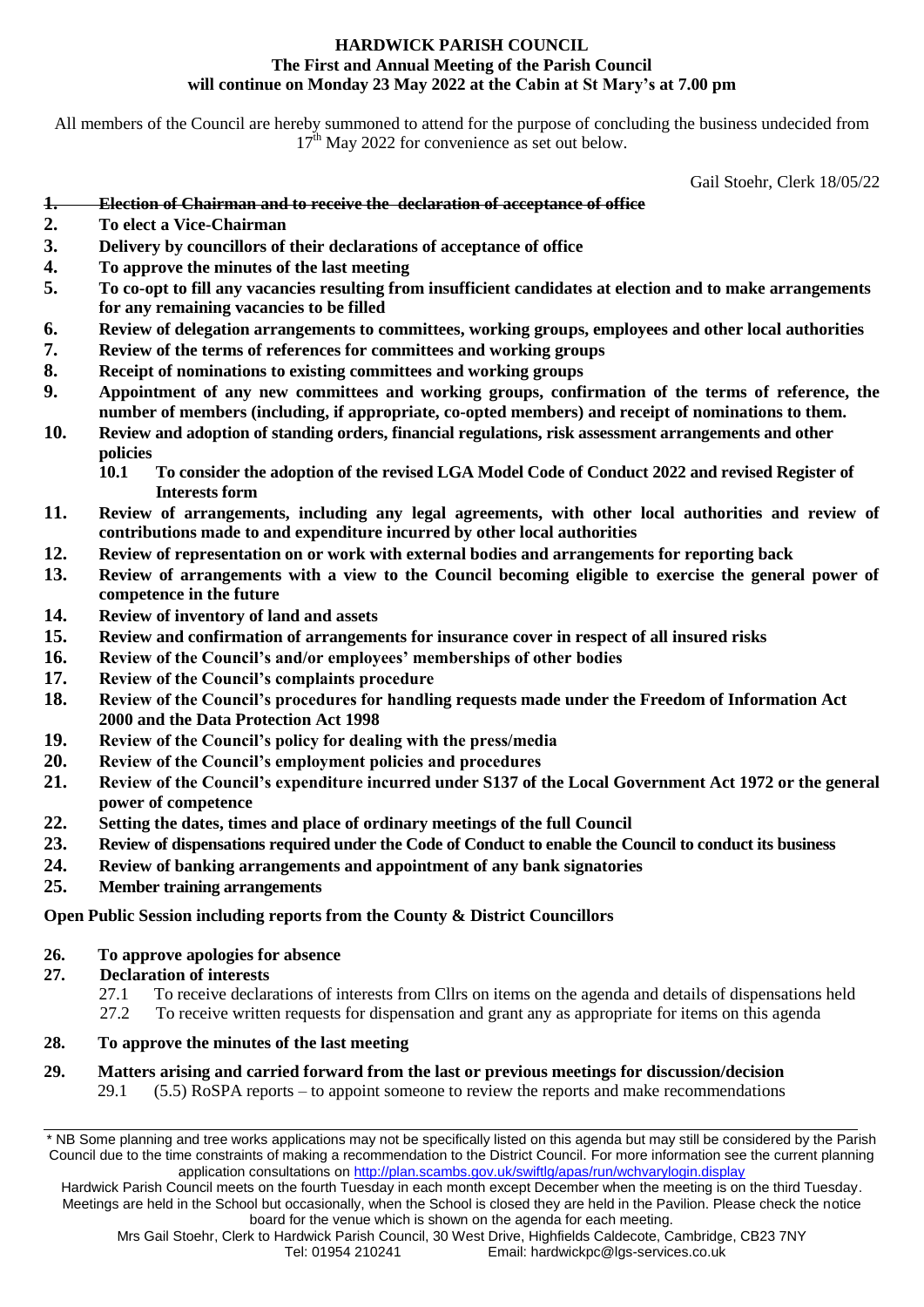# HARDWICK PARISH COUNCIL

## The First and Annual Meeting of the Parish Council will continue on Monday 23 May 2022 at the Cabin at St Mary's at 7.00 pm

All members of the Council are hereby summoned to attend for the purpose of concluding the business undecided from 17th May 2022 for convenience as set out below.

Gail Stoehr, Clerk 18/05/22

1. ~~**Election of Chairman and to receive the declaration of acceptance of office**~~
2. **To elect a Vice-Chairman**
3. **Delivery by councillors of their declarations of acceptance of office**
4. **To approve the minutes of the last meeting**
5. **To co-opt to fill any vacancies resulting from insufficient candidates at election and to make arrangements for any remaining vacancies to be filled**
6. **Review of delegation arrangements to committees, working groups, employees and other local authorities**
7. **Review of the terms of references for committees and working groups**
8. **Receipt of nominations to existing committees and working groups**
9. **Appointment of any new committees and working groups, confirmation of the terms of reference, the number of members (including, if appropriate, co-opted members) and receipt of nominations to them.**
10. **Review and adoption of standing orders, financial regulations, risk assessment arrangements and other policies**
    - **10.1 To consider the adoption of the revised LGA Model Code of Conduct 2022 and revised Register of Interests form**
11. **Review of arrangements, including any legal agreements, with other local authorities and review of contributions made to and expenditure incurred by other local authorities**
12. **Review of representation on or work with external bodies and arrangements for reporting back**
13. **Review of arrangements with a view to the Council becoming eligible to exercise the general power of competence in the future**
14. **Review of inventory of land and assets**
15. **Review and confirmation of arrangements for insurance cover in respect of all insured risks**
16. **Review of the Council's and/or employees' memberships of other bodies**
17. **Review of the Council's complaints procedure**
18. **Review of the Council's procedures for handling requests made under the Freedom of Information Act 2000 and the Data Protection Act 1998**
19. **Review of the Council's policy for dealing with the press/media**
20. **Review of the Council's employment policies and procedures**
21. **Review of the Council's expenditure incurred under S137 of the Local Government Act 1972 or the general power of competence**
22. **Setting the dates, times and place of ordinary meetings of the full Council**
23. **Review of dispensations required under the Code of Conduct to enable the Council to conduct its business**
24. **Review of banking arrangements and appointment of any bank signatories**
25. **Member training arrangements**

**Open Public Session including reports from the County & District Councillors**

26. **To approve apologies for absence**
27. **Declaration of interests**
    - 27.1 To receive declarations of interests from Cllrs on items on the agenda and details of dispensations held
    - 27.2 To receive written requests for dispensation and grant any as appropriate for items on this agenda
28. **To approve the minutes of the last meeting**
29. **Matters arising and carried forward from the last or previous meetings for discussion/decision**
    - 29.1 (5.5) RoSPA reports – to appoint someone to review the reports and make recommendations

---

\* NB Some planning and tree works applications may not be specifically listed on this agenda but may still be considered by the Parish Council due to the time constraints of making a recommendation to the District Council. For more information see the current planning application consultations on http://plan.scambs.gov.uk/swiftlg/apas/run/wchvarylogin.display

Hardwick Parish Council meets on the fourth Tuesday in each month except December when the meeting is on the third Tuesday. Meetings are held in the School but occasionally, when the School is closed they are held in the Pavilion. Please check the notice board for the venue which is shown on the agenda for each meeting.

Mrs Gail Stoehr, Clerk to Hardwick Parish Council, 30 West Drive, Highfields Caldecote, Cambridge, CB23 7NY
Tel: 01954 210241 Email: hardwickpc@lgs-services.co.uk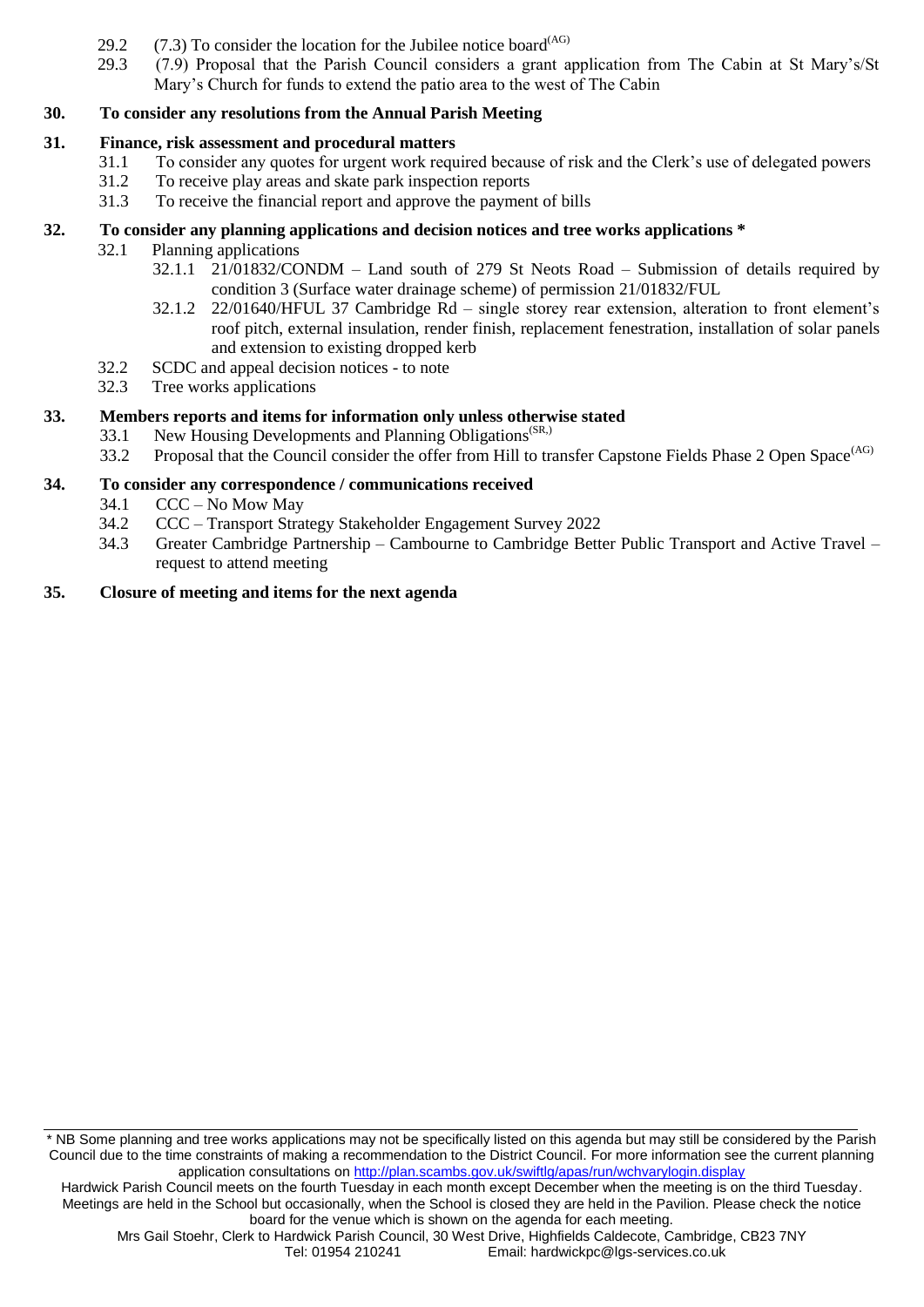29.2 (7.3) To consider the location for the Jubilee notice board(AG)

29.3 (7.9) Proposal that the Parish Council considers a grant application from The Cabin at St Mary's/St Mary's Church for funds to extend the patio area to the west of The Cabin

**30. To consider any resolutions from the Annual Parish Meeting**

**31. Finance, risk assessment and procedural matters**

31.1 To consider any quotes for urgent work required because of risk and the Clerk's use of delegated powers

31.2 To receive play areas and skate park inspection reports

31.3 To receive the financial report and approve the payment of bills

**32. To consider any planning applications and decision notices and tree works applications ***

32.1 Planning applications

32.1.1 21/01832/CONDM – Land south of 279 St Neots Road – Submission of details required by condition 3 (Surface water drainage scheme) of permission 21/01832/FUL

32.1.2 22/01640/HFUL 37 Cambridge Rd – single storey rear extension, alteration to front element's roof pitch, external insulation, render finish, replacement fenestration, installation of solar panels and extension to existing dropped kerb

32.2 SCDC and appeal decision notices - to note

32.3 Tree works applications

**33. Members reports and items for information only unless otherwise stated**

33.1 New Housing Developments and Planning Obligations(SR,)

33.2 Proposal that the Council consider the offer from Hill to transfer Capstone Fields Phase 2 Open Space(AG)

**34. To consider any correspondence / communications received**

34.1 CCC – No Mow May

34.2 CCC – Transport Strategy Stakeholder Engagement Survey 2022

34.3 Greater Cambridge Partnership – Cambourne to Cambridge Better Public Transport and Active Travel – request to attend meeting

**35. Closure of meeting and items for the next agenda**

---

* NB Some planning and tree works applications may not be specifically listed on this agenda but may still be considered by the Parish Council due to the time constraints of making a recommendation to the District Council. For more information see the current planning application consultations on http://plan.scambs.gov.uk/swiftlg/apas/run/wchvarylogin.display

Hardwick Parish Council meets on the fourth Tuesday in each month except December when the meeting is on the third Tuesday. Meetings are held in the School but occasionally, when the School is closed they are held in the Pavilion. Please check the notice board for the venue which is shown on the agenda for each meeting.

Mrs Gail Stoehr, Clerk to Hardwick Parish Council, 30 West Drive, Highfields Caldecote, Cambridge, CB23 7NY
Tel: 01954 210241 Email: hardwickpc@lgs-services.co.uk